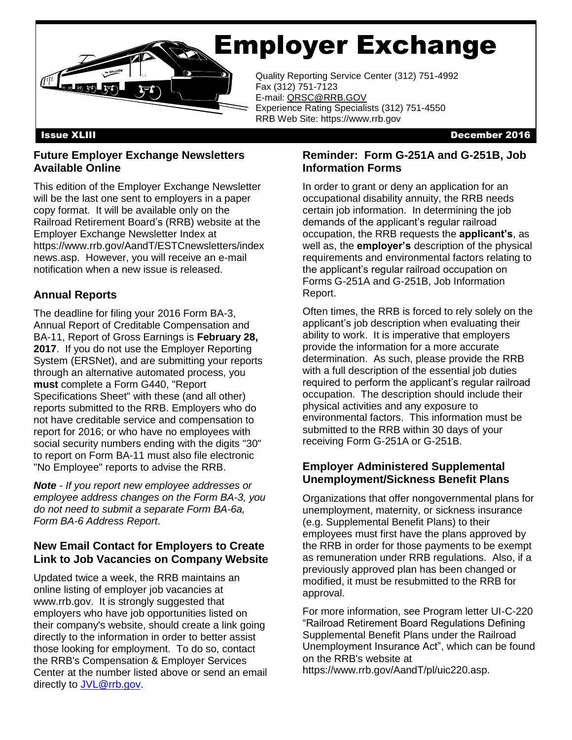# Employer Exchange

Quality Reporting Service Center (312) 751-4992
Fax (312) 751-7123
E-mail: QRSC@RRB.GOV
Experience Rating Specialists (312) 751-4550
RRB Web Site: https://www.rrb.gov

**Issue XLIII** **December 2016**

## Future Employer Exchange Newsletters Available Online

This edition of the Employer Exchange Newsletter will be the last one sent to employers in a paper copy format. It will be available only on the Railroad Retirement Board's (RRB) website at the Employer Exchange Newsletter Index at https://www.rrb.gov/AandT/ESTCnewsletters/indexnews.asp. However, you will receive an e-mail notification when a new issue is released.

## Annual Reports

The deadline for filing your 2016 Form BA-3, Annual Report of Creditable Compensation and BA-11, Report of Gross Earnings is **February 28, 2017**. If you do not use the Employer Reporting System (ERSNet), and are submitting your reports through an alternative automated process, you **must** complete a Form G440, "Report Specifications Sheet" with these (and all other) reports submitted to the RRB. Employers who do not have creditable service and compensation to report for 2016; or who have no employees with social security numbers ending with the digits "30" to report on Form BA-11 must also file electronic "No Employee" reports to advise the RRB.

***Note*** *- If you report new employee addresses or employee address changes on the Form BA-3, you do not need to submit a separate Form BA-6a, Form BA-6 Address Report*.

## New Email Contact for Employers to Create Link to Job Vacancies on Company Website

Updated twice a week, the RRB maintains an online listing of employer job vacancies at www.rrb.gov. It is strongly suggested that employers who have job opportunities listed on their company's website, should create a link going directly to the information in order to better assist those looking for employment. To do so, contact the RRB's Compensation & Employer Services Center at the number listed above or send an email directly to JVL@rrb.gov.

## Reminder: Form G-251A and G-251B, Job Information Forms

In order to grant or deny an application for an occupational disability annuity, the RRB needs certain job information. In determining the job demands of the applicant's regular railroad occupation, the RRB requests the **applicant's**, as well as, the **employer's** description of the physical requirements and environmental factors relating to the applicant's regular railroad occupation on Forms G-251A and G-251B, Job Information Report.

Often times, the RRB is forced to rely solely on the applicant's job description when evaluating their ability to work. It is imperative that employers provide the information for a more accurate determination. As such, please provide the RRB with a full description of the essential job duties required to perform the applicant's regular railroad occupation. The description should include their physical activities and any exposure to environmental factors. This information must be submitted to the RRB within 30 days of your receiving Form G-251A or G-251B.

## Employer Administered Supplemental Unemployment/Sickness Benefit Plans

Organizations that offer nongovernmental plans for unemployment, maternity, or sickness insurance (e.g. Supplemental Benefit Plans) to their employees must first have the plans approved by the RRB in order for those payments to be exempt as remuneration under RRB regulations. Also, if a previously approved plan has been changed or modified, it must be resubmitted to the RRB for approval.

For more information, see Program letter UI-C-220 "Railroad Retirement Board Regulations Defining Supplemental Benefit Plans under the Railroad Unemployment Insurance Act", which can be found on the RRB's website at https://www.rrb.gov/AandT/pl/uic220.asp.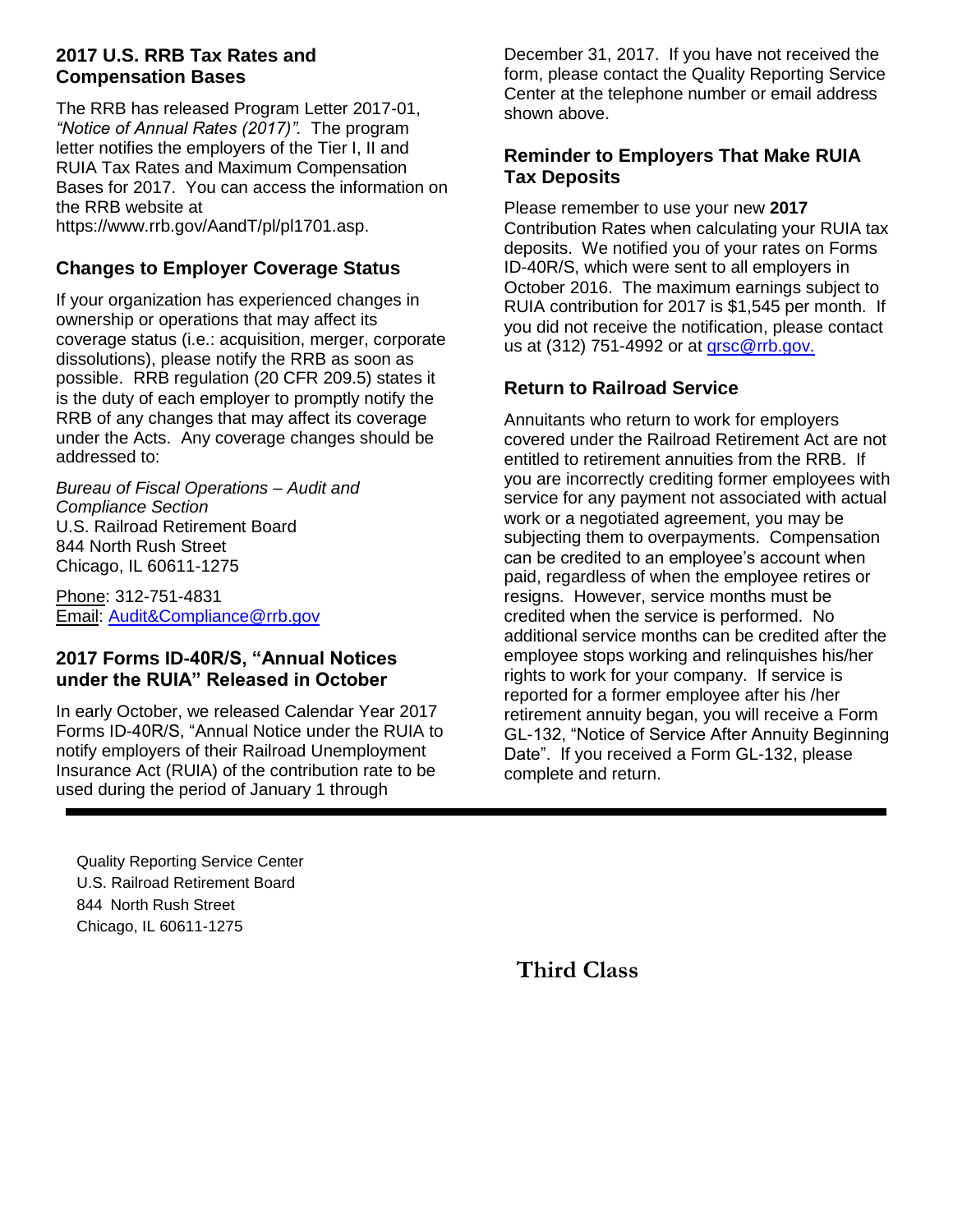## 2017 U.S. RRB Tax Rates and Compensation Bases

The RRB has released Program Letter 2017-01, *"Notice of Annual Rates (2017)".* The program letter notifies the employers of the Tier I, II and RUIA Tax Rates and Maximum Compensation Bases for 2017. You can access the information on the RRB website at https://www.rrb.gov/AandT/pl/pl1701.asp.

## Changes to Employer Coverage Status

If your organization has experienced changes in ownership or operations that may affect its coverage status (i.e.: acquisition, merger, corporate dissolutions), please notify the RRB as soon as possible. RRB regulation (20 CFR 209.5) states it is the duty of each employer to promptly notify the RRB of any changes that may affect its coverage under the Acts. Any coverage changes should be addressed to:

*Bureau of Fiscal Operations – Audit and Compliance Section*
U.S. Railroad Retirement Board
844 North Rush Street
Chicago, IL 60611-1275

Phone: 312-751-4831
Email: Audit&Compliance@rrb.gov

## 2017 Forms ID-40R/S, "Annual Notices under the RUIA" Released in October

In early October, we released Calendar Year 2017 Forms ID-40R/S, "Annual Notice under the RUIA to notify employers of their Railroad Unemployment Insurance Act (RUIA) of the contribution rate to be used during the period of January 1 through December 31, 2017. If you have not received the form, please contact the Quality Reporting Service Center at the telephone number or email address shown above.

## Reminder to Employers That Make RUIA Tax Deposits

Please remember to use your new **2017** Contribution Rates when calculating your RUIA tax deposits. We notified you of your rates on Forms ID-40R/S, which were sent to all employers in October 2016. The maximum earnings subject to RUIA contribution for 2017 is $1,545 per month. If you did not receive the notification, please contact us at (312) 751-4992 or at qrsc@rrb.gov.

## Return to Railroad Service

Annuitants who return to work for employers covered under the Railroad Retirement Act are not entitled to retirement annuities from the RRB. If you are incorrectly crediting former employees with service for any payment not associated with actual work or a negotiated agreement, you may be subjecting them to overpayments. Compensation can be credited to an employee's account when paid, regardless of when the employee retires or resigns. However, service months must be credited when the service is performed. No additional service months can be credited after the employee stops working and relinquishes his/her rights to work for your company. If service is reported for a former employee after his /her retirement annuity began, you will receive a Form GL-132, "Notice of Service After Annuity Beginning Date". If you received a Form GL-132, please complete and return.

---

Quality Reporting Service Center
U.S. Railroad Retirement Board
844 North Rush Street
Chicago, IL 60611-1275

**Third Class**